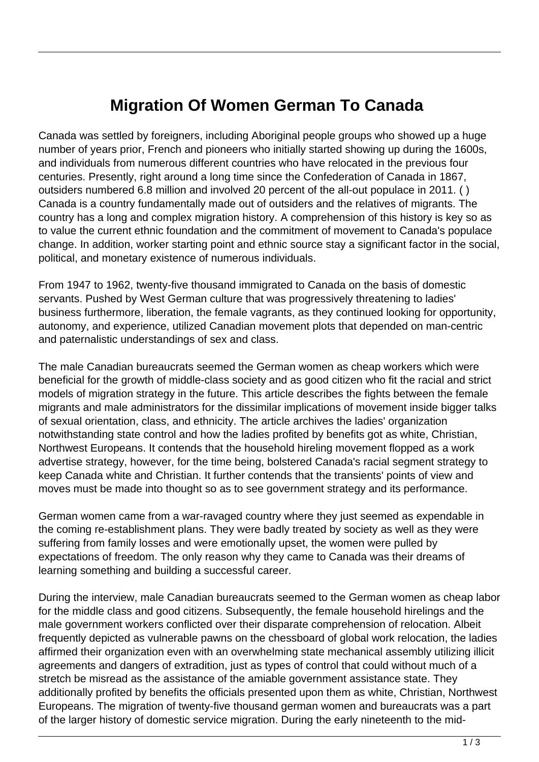# Migration Of Women German To Canada

Canada was settled by foreigners, including Aboriginal people groups who showed up a huge number of years prior, French and pioneers who initially started showing up during the 1600s, and individuals from numerous different countries who have relocated in the previous four centuries. Presently, right around a long time since the Confederation of Canada in 1867, outsiders numbered 6.8 million and involved 20 percent of the all-out populace in 2011. ( ) Canada is a country fundamentally made out of outsiders and the relatives of migrants. The country has a long and complex migration history. A comprehension of this history is key so as to value the current ethnic foundation and the commitment of movement to Canada's populace change. In addition, worker starting point and ethnic source stay a significant factor in the social, political, and monetary existence of numerous individuals.

From 1947 to 1962, twenty-five thousand immigrated to Canada on the basis of domestic servants. Pushed by West German culture that was progressively threatening to ladies' business furthermore, liberation, the female vagrants, as they continued looking for opportunity, autonomy, and experience, utilized Canadian movement plots that depended on man-centric and paternalistic understandings of sex and class.

The male Canadian bureaucrats seemed the German women as cheap workers which were beneficial for the growth of middle-class society and as good citizen who fit the racial and strict models of migration strategy in the future. This article describes the fights between the female migrants and male administrators for the dissimilar implications of movement inside bigger talks of sexual orientation, class, and ethnicity. The article archives the ladies' organization notwithstanding state control and how the ladies profited by benefits got as white, Christian, Northwest Europeans. It contends that the household hireling movement flopped as a work advertise strategy, however, for the time being, bolstered Canada's racial segment strategy to keep Canada white and Christian. It further contends that the transients' points of view and moves must be made into thought so as to see government strategy and its performance.

German women came from a war-ravaged country where they just seemed as expendable in the coming re-establishment plans. They were badly treated by society as well as they were suffering from family losses and were emotionally upset, the women were pulled by expectations of freedom. The only reason why they came to Canada was their dreams of learning something and building a successful career.

During the interview, male Canadian bureaucrats seemed to the German women as cheap labor for the middle class and good citizens. Subsequently, the female household hirelings and the male government workers conflicted over their disparate comprehension of relocation. Albeit frequently depicted as vulnerable pawns on the chessboard of global work relocation, the ladies affirmed their organization even with an overwhelming state mechanical assembly utilizing illicit agreements and dangers of extradition, just as types of control that could without much of a stretch be misread as the assistance of the amiable government assistance state. They additionally profited by benefits the officials presented upon them as white, Christian, Northwest Europeans. The migration of twenty-five thousand german women and bureaucrats was a part of the larger history of domestic service migration. During the early nineteenth to the mid-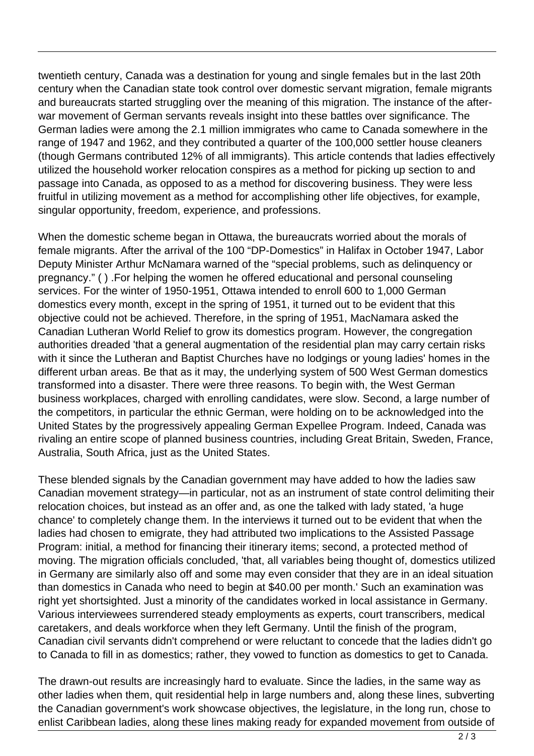twentieth century, Canada was a destination for young and single females but in the last 20th century when the Canadian state took control over domestic servant migration, female migrants and bureaucrats started struggling over the meaning of this migration. The instance of the after-war movement of German servants reveals insight into these battles over significance. The German ladies were among the 2.1 million immigrates who came to Canada somewhere in the range of 1947 and 1962, and they contributed a quarter of the 100,000 settler house cleaners (though Germans contributed 12% of all immigrants). This article contends that ladies effectively utilized the household worker relocation conspires as a method for picking up section to and passage into Canada, as opposed to as a method for discovering business. They were less fruitful in utilizing movement as a method for accomplishing other life objectives, for example, singular opportunity, freedom, experience, and professions.

When the domestic scheme began in Ottawa, the bureaucrats worried about the morals of female migrants. After the arrival of the 100 "DP-Domestics" in Halifax in October 1947, Labor Deputy Minister Arthur McNamara warned of the "special problems, such as delinquency or pregnancy." ( ) .For helping the women he offered educational and personal counseling services. For the winter of 1950-1951, Ottawa intended to enroll 600 to 1,000 German domestics every month, except in the spring of 1951, it turned out to be evident that this objective could not be achieved. Therefore, in the spring of 1951, MacNamara asked the Canadian Lutheran World Relief to grow its domestics program. However, the congregation authorities dreaded 'that a general augmentation of the residential plan may carry certain risks with it since the Lutheran and Baptist Churches have no lodgings or young ladies' homes in the different urban areas. Be that as it may, the underlying system of 500 West German domestics transformed into a disaster. There were three reasons. To begin with, the West German business workplaces, charged with enrolling candidates, were slow. Second, a large number of the competitors, in particular the ethnic German, were holding on to be acknowledged into the United States by the progressively appealing German Expellee Program. Indeed, Canada was rivaling an entire scope of planned business countries, including Great Britain, Sweden, France, Australia, South Africa, just as the United States.

These blended signals by the Canadian government may have added to how the ladies saw Canadian movement strategy—in particular, not as an instrument of state control delimiting their relocation choices, but instead as an offer and, as one the talked with lady stated, 'a huge chance' to completely change them. In the interviews it turned out to be evident that when the ladies had chosen to emigrate, they had attributed two implications to the Assisted Passage Program: initial, a method for financing their itinerary items; second, a protected method of moving. The migration officials concluded, 'that, all variables being thought of, domestics utilized in Germany are similarly also off and some may even consider that they are in an ideal situation than domestics in Canada who need to begin at $40.00 per month.' Such an examination was right yet shortsighted. Just a minority of the candidates worked in local assistance in Germany. Various interviewees surrendered steady employments as experts, court transcribers, medical caretakers, and deals workforce when they left Germany. Until the finish of the program, Canadian civil servants didn't comprehend or were reluctant to concede that the ladies didn't go to Canada to fill in as domestics; rather, they vowed to function as domestics to get to Canada.

The drawn-out results are increasingly hard to evaluate. Since the ladies, in the same way as other ladies when them, quit residential help in large numbers and, along these lines, subverting the Canadian government's work showcase objectives, the legislature, in the long run, chose to enlist Caribbean ladies, along these lines making ready for expanded movement from outside of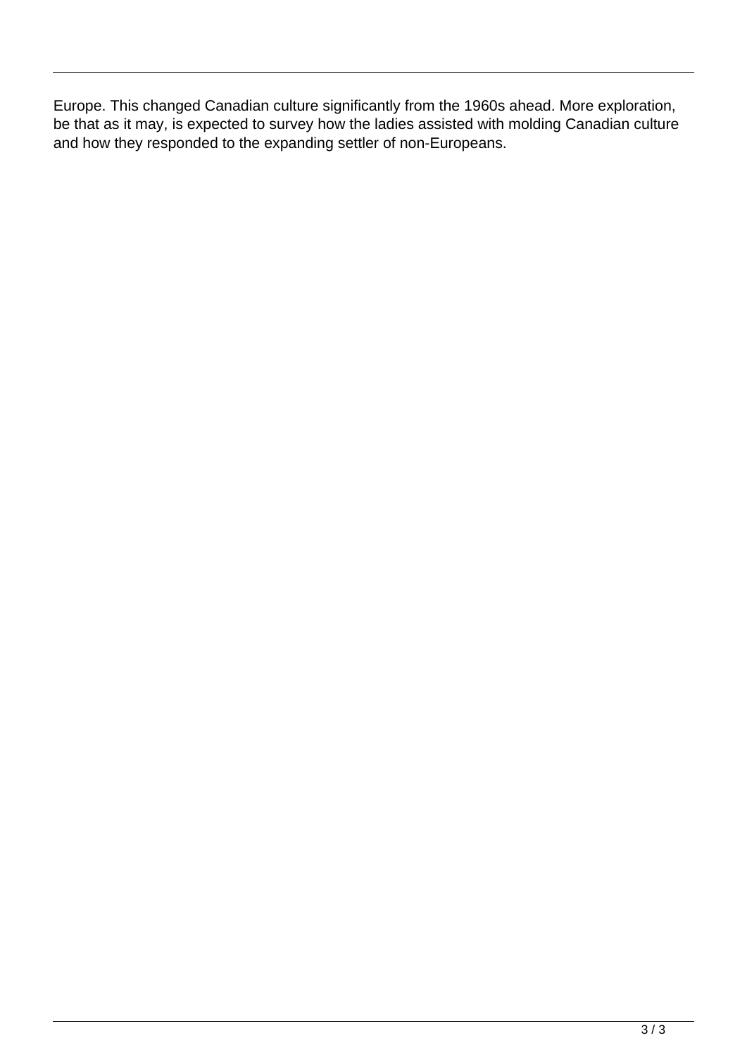Europe. This changed Canadian culture significantly from the 1960s ahead. More exploration, be that as it may, is expected to survey how the ladies assisted with molding Canadian culture and how they responded to the expanding settler of non-Europeans.